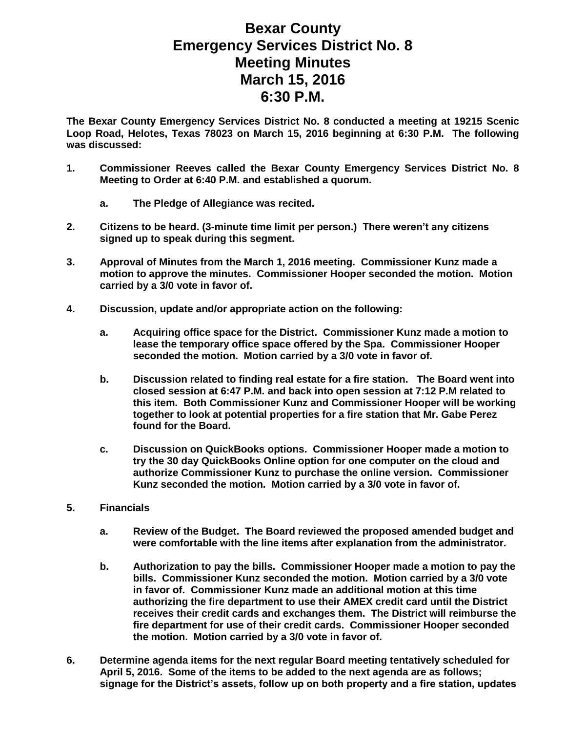# Bexar County
# Emergency Services District No. 8
# Meeting Minutes
# March 15, 2016
# 6:30 P.M.

**The Bexar County Emergency Services District No. 8 conducted a meeting at 19215 Scenic Loop Road, Helotes, Texas 78023 on March 15, 2016 beginning at 6:30 P.M. The following was discussed:**

1. **Commissioner Reeves called the Bexar County Emergency Services District No. 8 Meeting to Order at 6:40 P.M. and established a quorum.**

   a. **The Pledge of Allegiance was recited.**

2. **Citizens to be heard. (3-minute time limit per person.) There weren't any citizens signed up to speak during this segment.**

3. **Approval of Minutes from the March 1, 2016 meeting. Commissioner Kunz made a motion to approve the minutes. Commissioner Hooper seconded the motion. Motion carried by a 3/0 vote in favor of.**

4. **Discussion, update and/or appropriate action on the following:**

   a. **Acquiring office space for the District. Commissioner Kunz made a motion to lease the temporary office space offered by the Spa. Commissioner Hooper seconded the motion. Motion carried by a 3/0 vote in favor of.**

   b. **Discussion related to finding real estate for a fire station. The Board went into closed session at 6:47 P.M. and back into open session at 7:12 P.M related to this item. Both Commissioner Kunz and Commissioner Hooper will be working together to look at potential properties for a fire station that Mr. Gabe Perez found for the Board.**

   c. **Discussion on QuickBooks options. Commissioner Hooper made a motion to try the 30 day QuickBooks Online option for one computer on the cloud and authorize Commissioner Kunz to purchase the online version. Commissioner Kunz seconded the motion. Motion carried by a 3/0 vote in favor of.**

5. **Financials**

   a. **Review of the Budget. The Board reviewed the proposed amended budget and were comfortable with the line items after explanation from the administrator.**

   b. **Authorization to pay the bills. Commissioner Hooper made a motion to pay the bills. Commissioner Kunz seconded the motion. Motion carried by a 3/0 vote in favor of. Commissioner Kunz made an additional motion at this time authorizing the fire department to use their AMEX credit card until the District receives their credit cards and exchanges them. The District will reimburse the fire department for use of their credit cards. Commissioner Hooper seconded the motion. Motion carried by a 3/0 vote in favor of.**

6. **Determine agenda items for the next regular Board meeting tentatively scheduled for April 5, 2016. Some of the items to be added to the next agenda are as follows; signage for the District's assets, follow up on both property and a fire station, updates**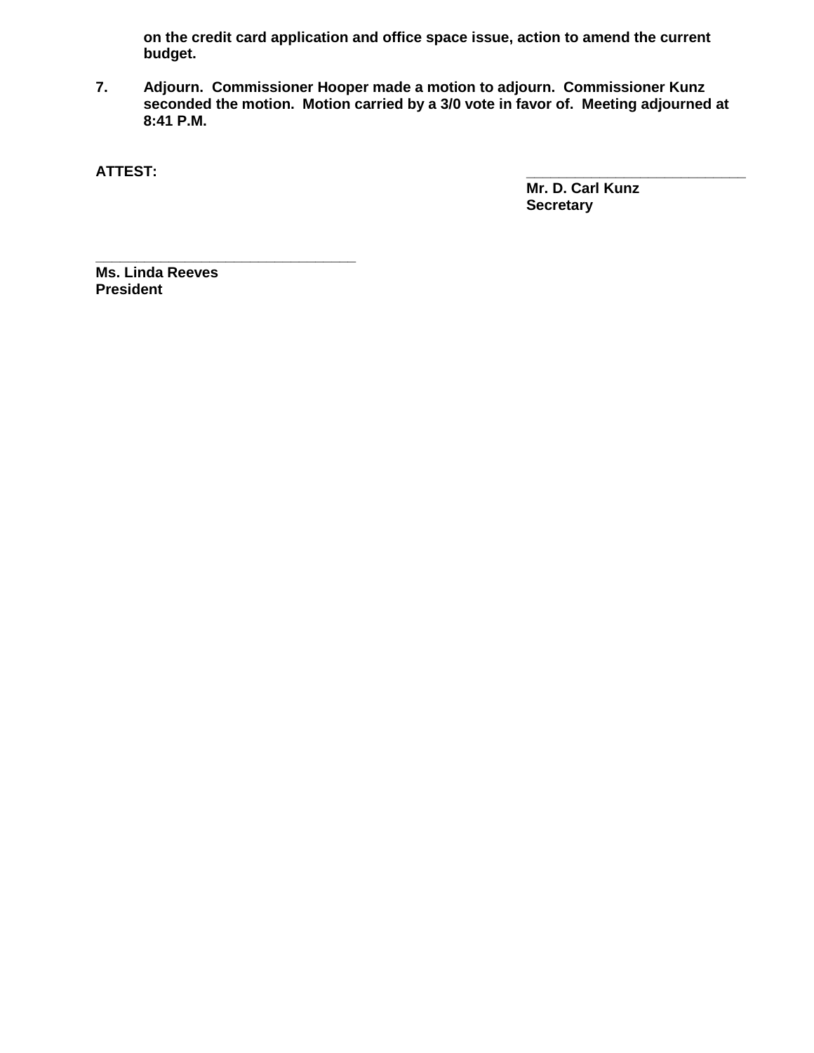**on the credit card application and office space issue, action to amend the current budget.**

7. **Adjourn. Commissioner Hooper made a motion to adjourn. Commissioner Kunz seconded the motion. Motion carried by a 3/0 vote in favor of. Meeting adjourned at 8:41 P.M.**

**ATTEST:**

\_\_\_\_\_\_\_\_\_\_\_\_\_\_\_\_\_\_\_\_\_\_\_\_\_\_\_\_\_\_
**Mr. D. Carl Kunz**
**Secretary**

\_\_\_\_\_\_\_\_\_\_\_\_\_\_\_\_\_\_\_\_\_\_\_\_\_\_\_\_\_\_\_\_\_\_\_\_
**Ms. Linda Reeves**
**President**